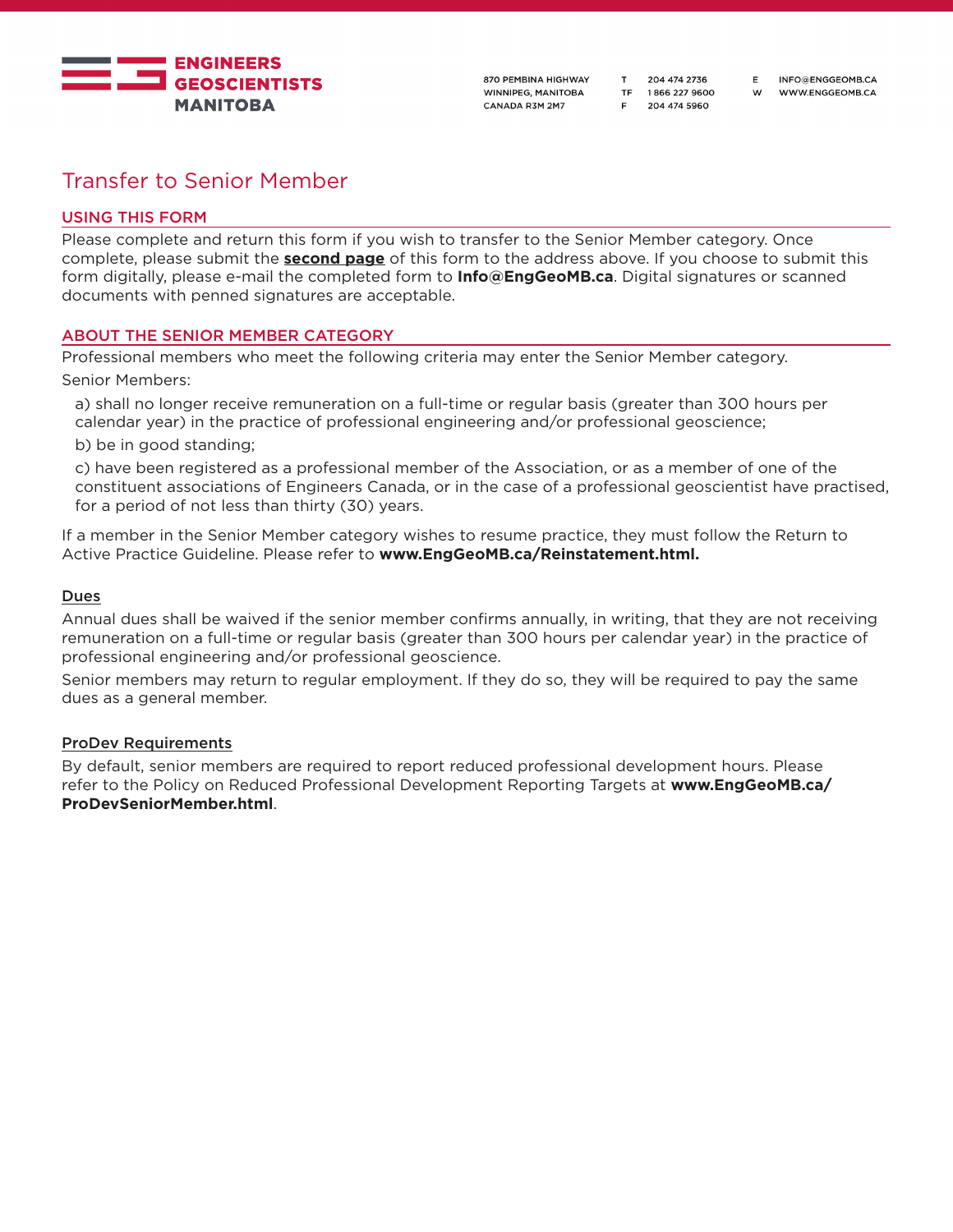**ENGINEERS GEOSCIENTISTS MANITOBA**

870 PEMBINA HIGHWAY
WINNIPEG, MANITOBA
CANADA R3M 2M7

T 204 474 2736
TF 1 866 227 9600
F 204 474 5960

E INFO@ENGGEOMB.CA
W WWW.ENGGEOMB.CA

# Transfer to Senior Member

## USING THIS FORM

Please complete and return this form if you wish to transfer to the Senior Member category. Once complete, please submit the **second page** of this form to the address above. If you choose to submit this form digitally, please e-mail the completed form to **Info@EngGeoMB.ca**. Digital signatures or scanned documents with penned signatures are acceptable.

## ABOUT THE SENIOR MEMBER CATEGORY

Professional members who meet the following criteria may enter the Senior Member category.

Senior Members:

a) shall no longer receive remuneration on a full-time or regular basis (greater than 300 hours per calendar year) in the practice of professional engineering and/or professional geoscience;

b) be in good standing;

c) have been registered as a professional member of the Association, or as a member of one of the constituent associations of Engineers Canada, or in the case of a professional geoscientist have practised, for a period of not less than thirty (30) years.

If a member in the Senior Member category wishes to resume practice, they must follow the Return to Active Practice Guideline. Please refer to **www.EngGeoMB.ca/Reinstatement.html.**

### Dues

Annual dues shall be waived if the senior member confirms annually, in writing, that they are not receiving remuneration on a full-time or regular basis (greater than 300 hours per calendar year) in the practice of professional engineering and/or professional geoscience.

Senior members may return to regular employment. If they do so, they will be required to pay the same dues as a general member.

### ProDev Requirements

By default, senior members are required to report reduced professional development hours. Please refer to the Policy on Reduced Professional Development Reporting Targets at **www.EngGeoMB.ca/ProDevSeniorMember.html**.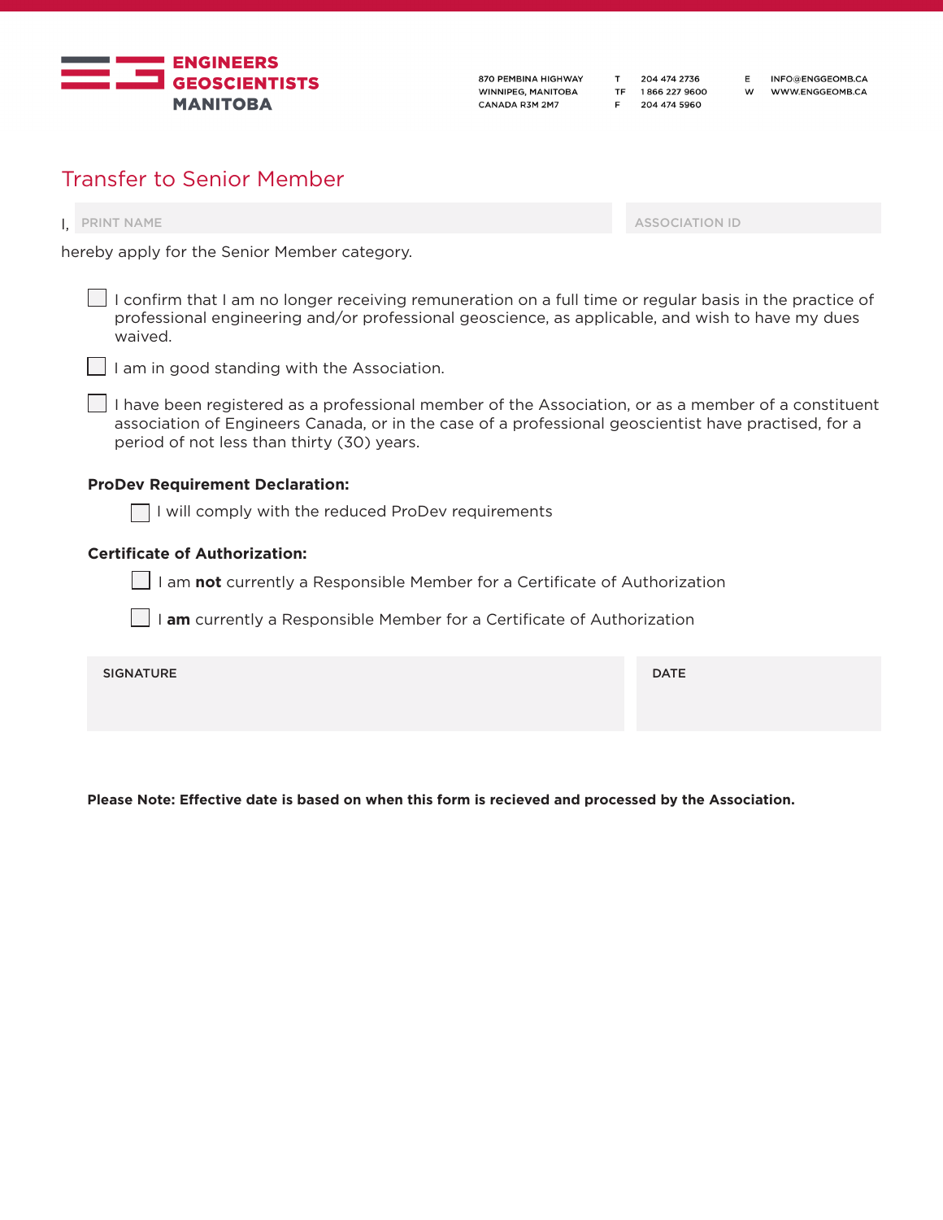ENGINEERS GEOSCIENTISTS MANITOBA

870 PEMBINA HIGHWAY
WINNIPEG, MANITOBA
CANADA R3M 2M7

T 204 474 2736
TF 1 866 227 9600
F 204 474 5960

E INFO@ENGGEOMB.CA
W WWW.ENGGEOMB.CA

# Transfer to Senior Member

I, PRINT NAME ______________________ ASSOCIATION ID ____________

hereby apply for the Senior Member category.

- ☐ I confirm that I am no longer receiving remuneration on a full time or regular basis in the practice of professional engineering and/or professional geoscience, as applicable, and wish to have my dues waived.
- ☐ I am in good standing with the Association.
- ☐ I have been registered as a professional member of the Association, or as a member of a constituent association of Engineers Canada, or in the case of a professional geoscientist have practised, for a period of not less than thirty (30) years.

**ProDev Requirement Declaration:**

- ☐ I will comply with the reduced ProDev requirements

**Certificate of Authorization:**

- ☐ I am **not** currently a Responsible Member for a Certificate of Authorization
- ☐ I **am** currently a Responsible Member for a Certificate of Authorization

SIGNATURE ______________________ DATE ____________

**Please Note: Effective date is based on when this form is recieved and processed by the Association.**